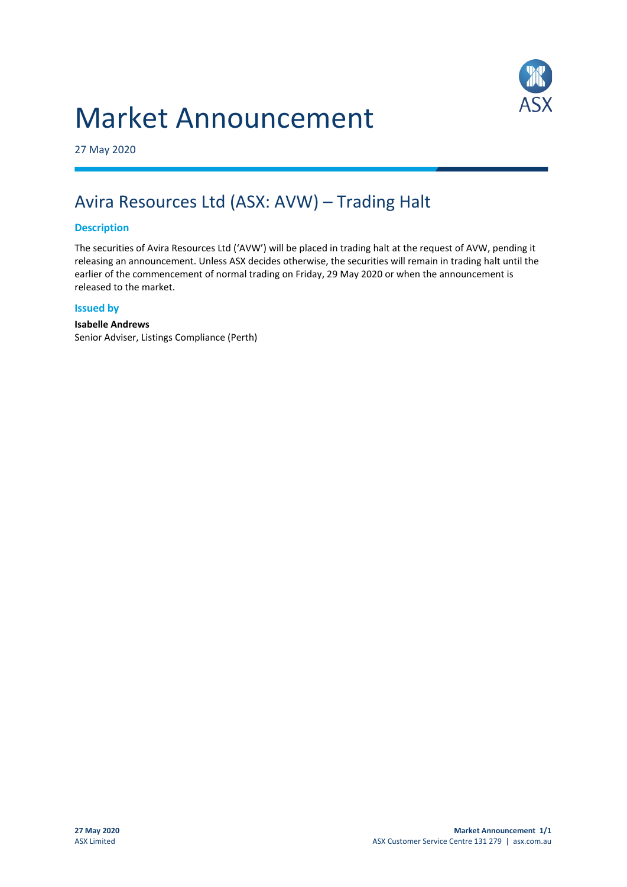# Market Announcement

27 May 2020

## Avira Resources Ltd (ASX: AVW) – Trading Halt

### Description

The securities of Avira Resources Ltd ('AVW') will be placed in trading halt at the request of AVW, pending it releasing an announcement. Unless ASX decides otherwise, the securities will remain in trading halt until the earlier of the commencement of normal trading on Friday, 29 May 2020 or when the announcement is released to the market.

### Issued by

**Isabelle Andrews**
Senior Adviser, Listings Compliance (Perth)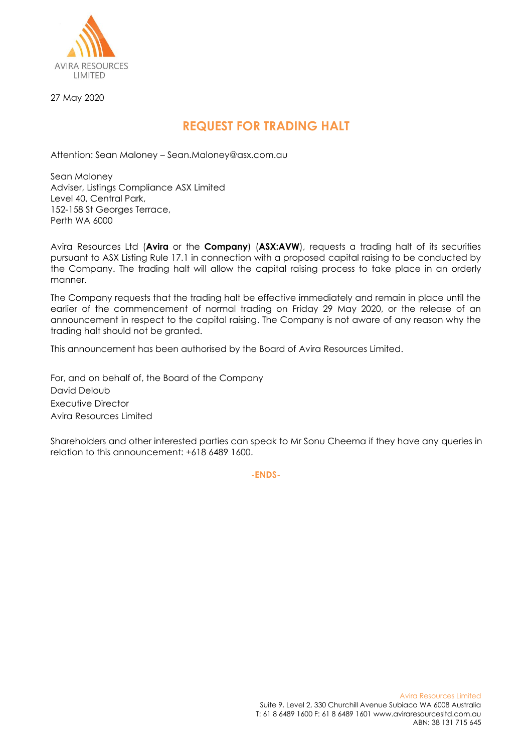AVIRA RESOURCES LIMITED

27 May 2020

# REQUEST FOR TRADING HALT

Attention: Sean Maloney – Sean.Maloney@asx.com.au

Sean Maloney
Adviser, Listings Compliance ASX Limited
Level 40, Central Park,
152-158 St Georges Terrace,
Perth WA 6000

Avira Resources Ltd (**Avira** or the **Company**) (**ASX:AVW**), requests a trading halt of its securities pursuant to ASX Listing Rule 17.1 in connection with a proposed capital raising to be conducted by the Company. The trading halt will allow the capital raising process to take place in an orderly manner.

The Company requests that the trading halt be effective immediately and remain in place until the earlier of the commencement of normal trading on Friday 29 May 2020, or the release of an announcement in respect to the capital raising. The Company is not aware of any reason why the trading halt should not be granted.

This announcement has been authorised by the Board of Avira Resources Limited.

For, and on behalf of, the Board of the Company
David Deloub
Executive Director
Avira Resources Limited

Shareholders and other interested parties can speak to Mr Sonu Cheema if they have any queries in relation to this announcement: +618 6489 1600.

-ENDS-

Avira Resources Limited
Suite 9, Level 2, 330 Churchill Avenue Subiaco WA 6008 Australia
T: 61 8 6489 1600 F: 61 8 6489 1601 www.aviraresourcesltd.com.au
ABN: 38 131 715 645